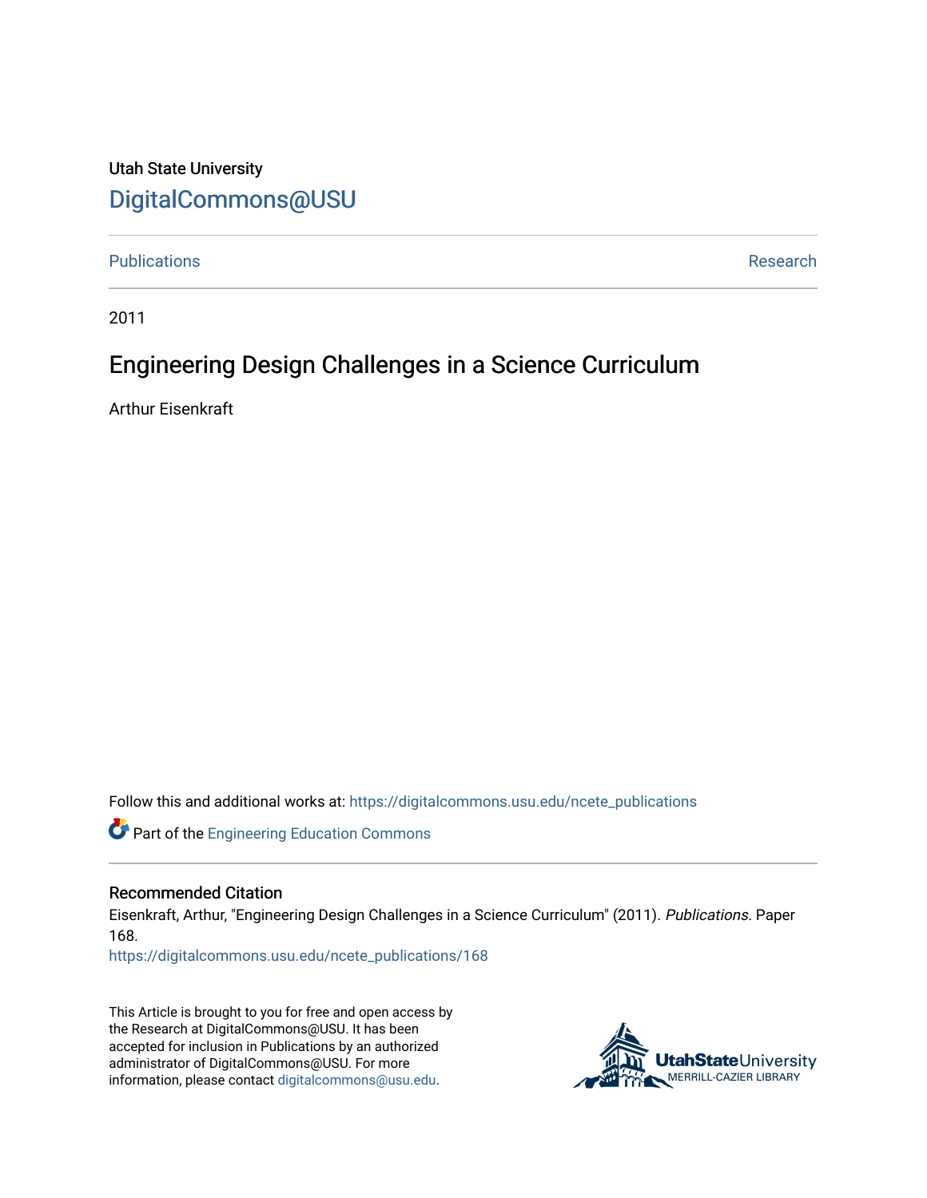Utah State University

DigitalCommons@USU

Publications | Research

2011

# Engineering Design Challenges in a Science Curriculum

Arthur Eisenkraft

Follow this and additional works at: https://digitalcommons.usu.edu/ncete_publications

Part of the Engineering Education Commons

## Recommended Citation

Eisenkraft, Arthur, "Engineering Design Challenges in a Science Curriculum" (2011). *Publications.* Paper 168.
https://digitalcommons.usu.edu/ncete_publications/168

This Article is brought to you for free and open access by the Research at DigitalCommons@USU. It has been accepted for inclusion in Publications by an authorized administrator of DigitalCommons@USU. For more information, please contact digitalcommons@usu.edu.

UtahStateUniversity
MERRILL-CAZIER LIBRARY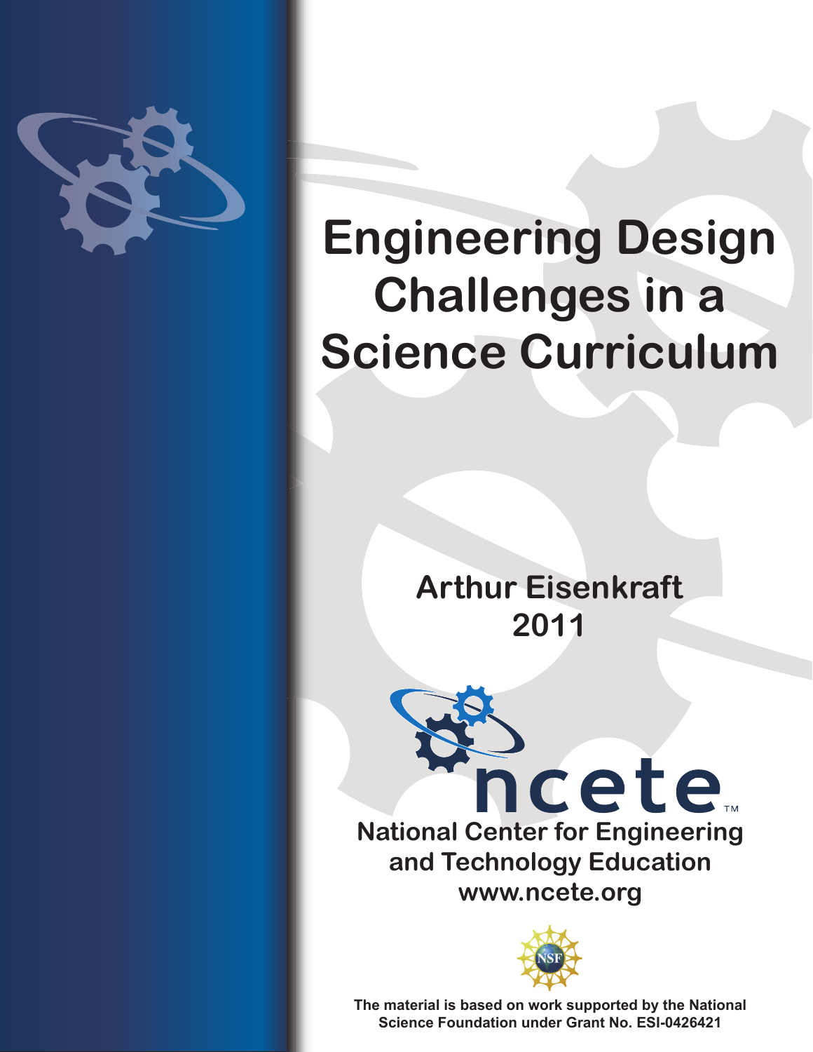# Engineering Design Challenges in a Science Curriculum

**Arthur Eisenkraft**
**2011**

ncete™

**National Center for Engineering and Technology Education**
**www.ncete.org**

**The material is based on work supported by the National Science Foundation under Grant No. ESI-0426421**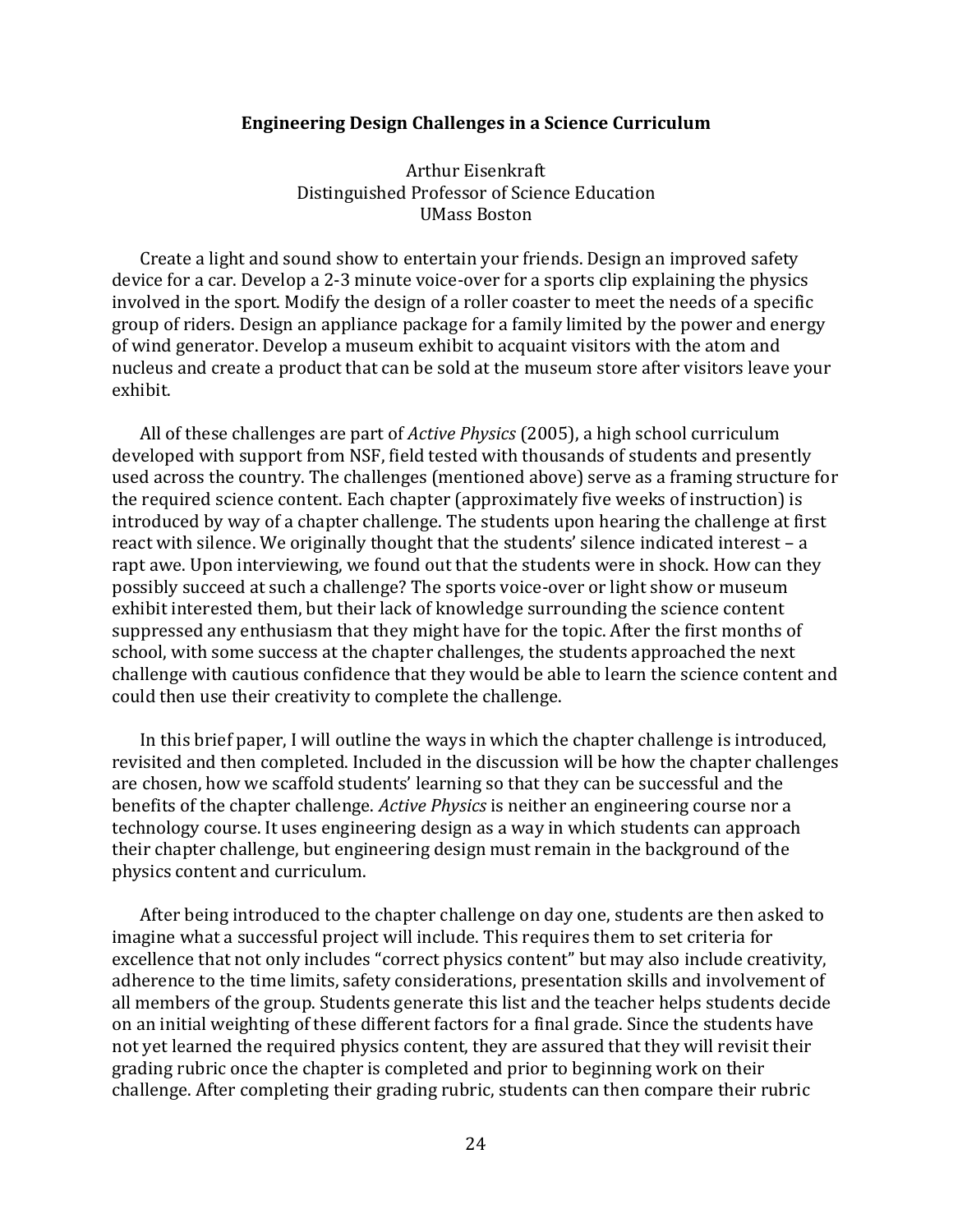## Engineering Design Challenges in a Science Curriculum

Arthur Eisenkraft
Distinguished Professor of Science Education
UMass Boston

Create a light and sound show to entertain your friends. Design an improved safety device for a car. Develop a 2-3 minute voice-over for a sports clip explaining the physics involved in the sport. Modify the design of a roller coaster to meet the needs of a specific group of riders. Design an appliance package for a family limited by the power and energy of wind generator. Develop a museum exhibit to acquaint visitors with the atom and nucleus and create a product that can be sold at the museum store after visitors leave your exhibit.

All of these challenges are part of *Active Physics* (2005), a high school curriculum developed with support from NSF, field tested with thousands of students and presently used across the country. The challenges (mentioned above) serve as a framing structure for the required science content. Each chapter (approximately five weeks of instruction) is introduced by way of a chapter challenge. The students upon hearing the challenge at first react with silence. We originally thought that the students' silence indicated interest – a rapt awe. Upon interviewing, we found out that the students were in shock. How can they possibly succeed at such a challenge? The sports voice-over or light show or museum exhibit interested them, but their lack of knowledge surrounding the science content suppressed any enthusiasm that they might have for the topic. After the first months of school, with some success at the chapter challenges, the students approached the next challenge with cautious confidence that they would be able to learn the science content and could then use their creativity to complete the challenge.

In this brief paper, I will outline the ways in which the chapter challenge is introduced, revisited and then completed. Included in the discussion will be how the chapter challenges are chosen, how we scaffold students' learning so that they can be successful and the benefits of the chapter challenge. *Active Physics* is neither an engineering course nor a technology course. It uses engineering design as a way in which students can approach their chapter challenge, but engineering design must remain in the background of the physics content and curriculum.

After being introduced to the chapter challenge on day one, students are then asked to imagine what a successful project will include. This requires them to set criteria for excellence that not only includes "correct physics content" but may also include creativity, adherence to the time limits, safety considerations, presentation skills and involvement of all members of the group. Students generate this list and the teacher helps students decide on an initial weighting of these different factors for a final grade. Since the students have not yet learned the required physics content, they are assured that they will revisit their grading rubric once the chapter is completed and prior to beginning work on their challenge. After completing their grading rubric, students can then compare their rubric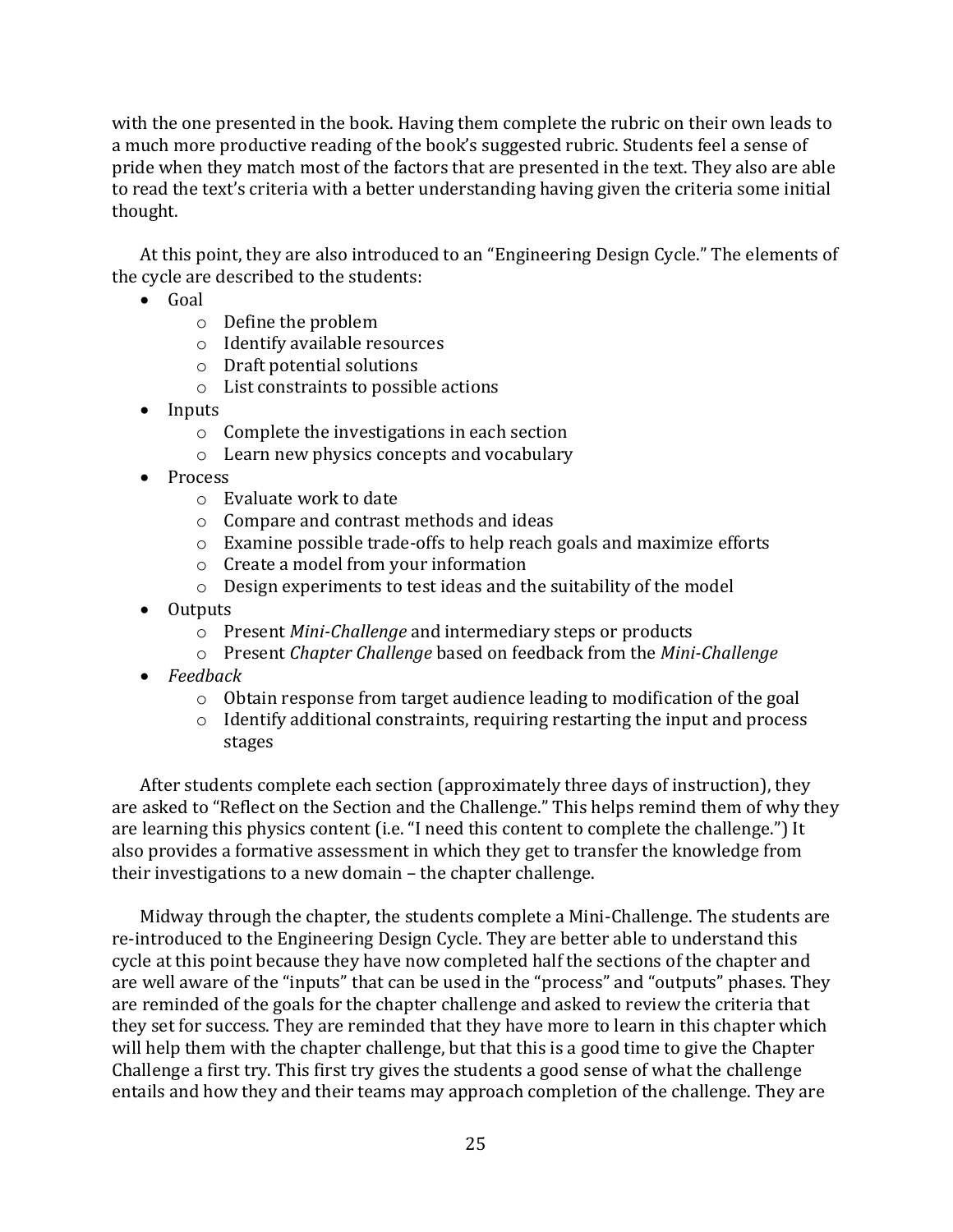with the one presented in the book. Having them complete the rubric on their own leads to a much more productive reading of the book's suggested rubric. Students feel a sense of pride when they match most of the factors that are presented in the text. They also are able to read the text's criteria with a better understanding having given the criteria some initial thought.

At this point, they are also introduced to an "Engineering Design Cycle." The elements of the cycle are described to the students:

- Goal
  - Define the problem
  - Identify available resources
  - Draft potential solutions
  - List constraints to possible actions
- Inputs
  - Complete the investigations in each section
  - Learn new physics concepts and vocabulary
- Process
  - Evaluate work to date
  - Compare and contrast methods and ideas
  - Examine possible trade-offs to help reach goals and maximize efforts
  - Create a model from your information
  - Design experiments to test ideas and the suitability of the model
- Outputs
  - Present *Mini-Challenge* and intermediary steps or products
  - Present *Chapter Challenge* based on feedback from the *Mini-Challenge*
- *Feedback*
  - Obtain response from target audience leading to modification of the goal
  - Identify additional constraints, requiring restarting the input and process stages

After students complete each section (approximately three days of instruction), they are asked to "Reflect on the Section and the Challenge." This helps remind them of why they are learning this physics content (i.e. "I need this content to complete the challenge.") It also provides a formative assessment in which they get to transfer the knowledge from their investigations to a new domain – the chapter challenge.

Midway through the chapter, the students complete a Mini-Challenge. The students are re-introduced to the Engineering Design Cycle. They are better able to understand this cycle at this point because they have now completed half the sections of the chapter and are well aware of the "inputs" that can be used in the "process" and "outputs" phases. They are reminded of the goals for the chapter challenge and asked to review the criteria that they set for success. They are reminded that they have more to learn in this chapter which will help them with the chapter challenge, but that this is a good time to give the Chapter Challenge a first try. This first try gives the students a good sense of what the challenge entails and how they and their teams may approach completion of the challenge. They are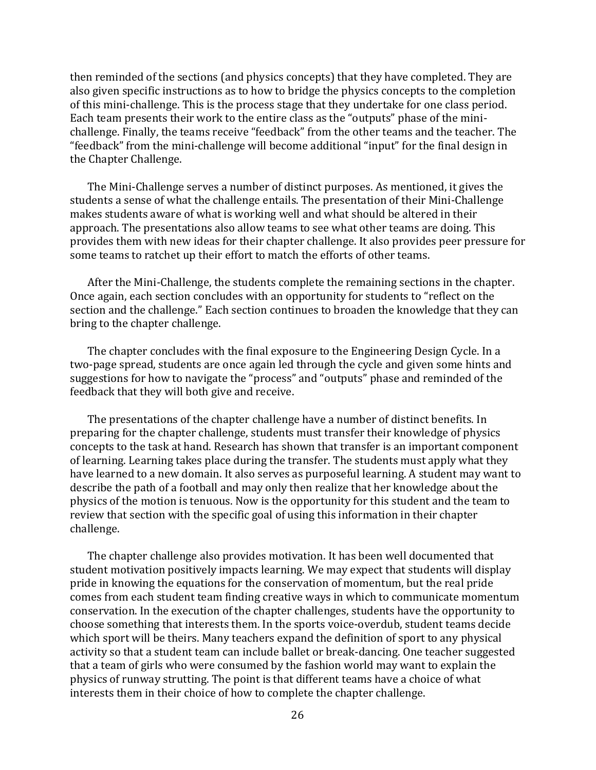then reminded of the sections (and physics concepts) that they have completed. They are also given specific instructions as to how to bridge the physics concepts to the completion of this mini-challenge. This is the process stage that they undertake for one class period. Each team presents their work to the entire class as the "outputs" phase of the mini-challenge. Finally, the teams receive "feedback" from the other teams and the teacher. The "feedback" from the mini-challenge will become additional "input" for the final design in the Chapter Challenge.

The Mini-Challenge serves a number of distinct purposes. As mentioned, it gives the students a sense of what the challenge entails. The presentation of their Mini-Challenge makes students aware of what is working well and what should be altered in their approach. The presentations also allow teams to see what other teams are doing. This provides them with new ideas for their chapter challenge. It also provides peer pressure for some teams to ratchet up their effort to match the efforts of other teams.

After the Mini-Challenge, the students complete the remaining sections in the chapter. Once again, each section concludes with an opportunity for students to "reflect on the section and the challenge." Each section continues to broaden the knowledge that they can bring to the chapter challenge.

The chapter concludes with the final exposure to the Engineering Design Cycle. In a two-page spread, students are once again led through the cycle and given some hints and suggestions for how to navigate the "process" and "outputs" phase and reminded of the feedback that they will both give and receive.

The presentations of the chapter challenge have a number of distinct benefits. In preparing for the chapter challenge, students must transfer their knowledge of physics concepts to the task at hand. Research has shown that transfer is an important component of learning. Learning takes place during the transfer. The students must apply what they have learned to a new domain. It also serves as purposeful learning. A student may want to describe the path of a football and may only then realize that her knowledge about the physics of the motion is tenuous. Now is the opportunity for this student and the team to review that section with the specific goal of using this information in their chapter challenge.

The chapter challenge also provides motivation. It has been well documented that student motivation positively impacts learning. We may expect that students will display pride in knowing the equations for the conservation of momentum, but the real pride comes from each student team finding creative ways in which to communicate momentum conservation. In the execution of the chapter challenges, students have the opportunity to choose something that interests them. In the sports voice-overdub, student teams decide which sport will be theirs. Many teachers expand the definition of sport to any physical activity so that a student team can include ballet or break-dancing. One teacher suggested that a team of girls who were consumed by the fashion world may want to explain the physics of runway strutting. The point is that different teams have a choice of what interests them in their choice of how to complete the chapter challenge.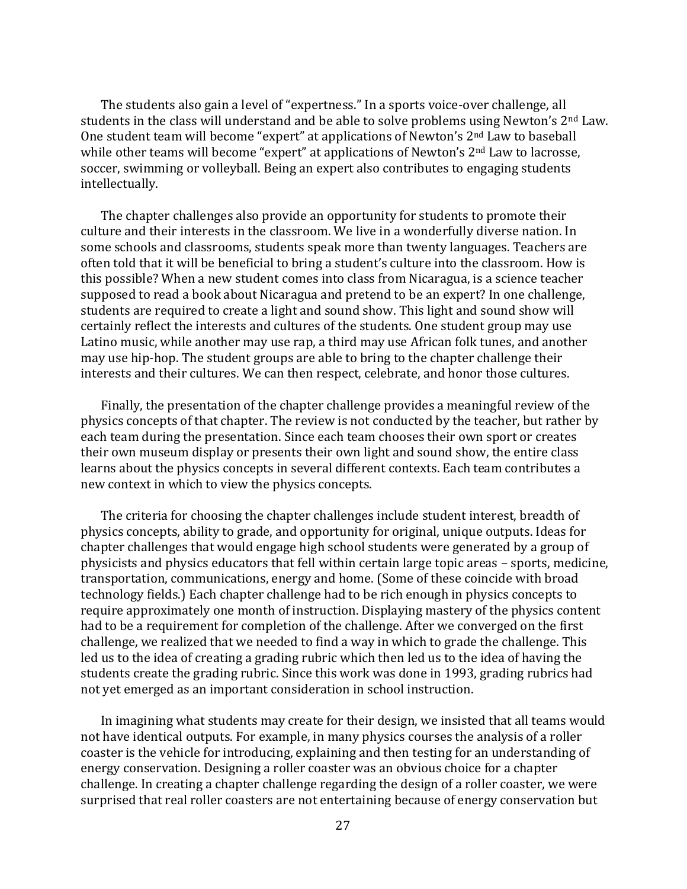The students also gain a level of "expertness." In a sports voice-over challenge, all students in the class will understand and be able to solve problems using Newton's 2nd Law. One student team will become "expert" at applications of Newton's 2nd Law to baseball while other teams will become "expert" at applications of Newton's 2nd Law to lacrosse, soccer, swimming or volleyball. Being an expert also contributes to engaging students intellectually.

The chapter challenges also provide an opportunity for students to promote their culture and their interests in the classroom. We live in a wonderfully diverse nation. In some schools and classrooms, students speak more than twenty languages. Teachers are often told that it will be beneficial to bring a student's culture into the classroom. How is this possible? When a new student comes into class from Nicaragua, is a science teacher supposed to read a book about Nicaragua and pretend to be an expert? In one challenge, students are required to create a light and sound show. This light and sound show will certainly reflect the interests and cultures of the students. One student group may use Latino music, while another may use rap, a third may use African folk tunes, and another may use hip-hop. The student groups are able to bring to the chapter challenge their interests and their cultures. We can then respect, celebrate, and honor those cultures.

Finally, the presentation of the chapter challenge provides a meaningful review of the physics concepts of that chapter. The review is not conducted by the teacher, but rather by each team during the presentation. Since each team chooses their own sport or creates their own museum display or presents their own light and sound show, the entire class learns about the physics concepts in several different contexts. Each team contributes a new context in which to view the physics concepts.

The criteria for choosing the chapter challenges include student interest, breadth of physics concepts, ability to grade, and opportunity for original, unique outputs. Ideas for chapter challenges that would engage high school students were generated by a group of physicists and physics educators that fell within certain large topic areas – sports, medicine, transportation, communications, energy and home. (Some of these coincide with broad technology fields.) Each chapter challenge had to be rich enough in physics concepts to require approximately one month of instruction. Displaying mastery of the physics content had to be a requirement for completion of the challenge. After we converged on the first challenge, we realized that we needed to find a way in which to grade the challenge. This led us to the idea of creating a grading rubric which then led us to the idea of having the students create the grading rubric. Since this work was done in 1993, grading rubrics had not yet emerged as an important consideration in school instruction.

In imagining what students may create for their design, we insisted that all teams would not have identical outputs. For example, in many physics courses the analysis of a roller coaster is the vehicle for introducing, explaining and then testing for an understanding of energy conservation. Designing a roller coaster was an obvious choice for a chapter challenge. In creating a chapter challenge regarding the design of a roller coaster, we were surprised that real roller coasters are not entertaining because of energy conservation but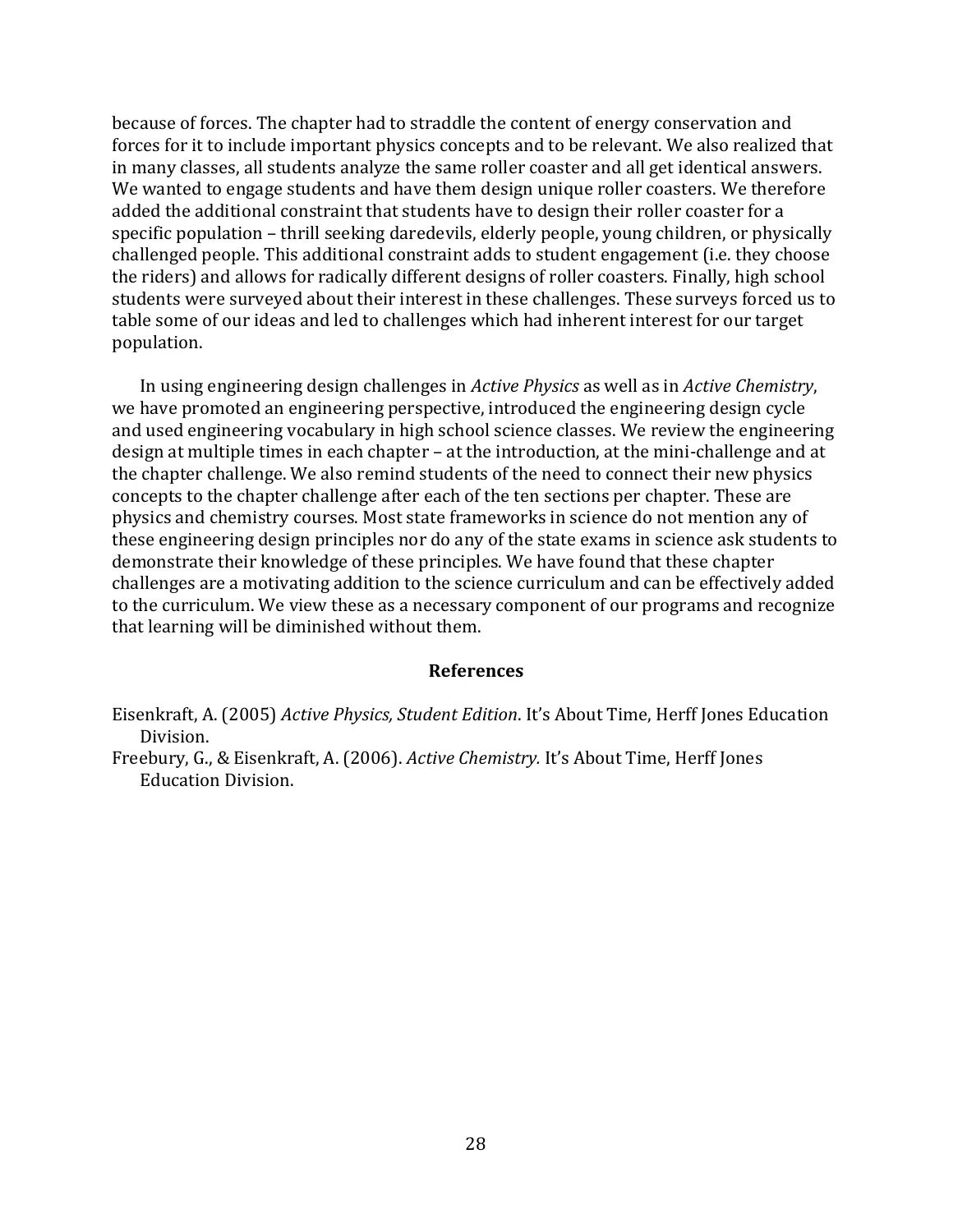because of forces. The chapter had to straddle the content of energy conservation and forces for it to include important physics concepts and to be relevant. We also realized that in many classes, all students analyze the same roller coaster and all get identical answers. We wanted to engage students and have them design unique roller coasters. We therefore added the additional constraint that students have to design their roller coaster for a specific population – thrill seeking daredevils, elderly people, young children, or physically challenged people. This additional constraint adds to student engagement (i.e. they choose the riders) and allows for radically different designs of roller coasters. Finally, high school students were surveyed about their interest in these challenges. These surveys forced us to table some of our ideas and led to challenges which had inherent interest for our target population.

In using engineering design challenges in *Active Physics* as well as in *Active Chemistry*, we have promoted an engineering perspective, introduced the engineering design cycle and used engineering vocabulary in high school science classes. We review the engineering design at multiple times in each chapter – at the introduction, at the mini-challenge and at the chapter challenge. We also remind students of the need to connect their new physics concepts to the chapter challenge after each of the ten sections per chapter. These are physics and chemistry courses. Most state frameworks in science do not mention any of these engineering design principles nor do any of the state exams in science ask students to demonstrate their knowledge of these principles. We have found that these chapter challenges are a motivating addition to the science curriculum and can be effectively added to the curriculum. We view these as a necessary component of our programs and recognize that learning will be diminished without them.

## References

Eisenkraft, A. (2005) *Active Physics, Student Edition*. It's About Time, Herff Jones Education Division.

Freebury, G., & Eisenkraft, A. (2006). *Active Chemistry.* It's About Time, Herff Jones Education Division.